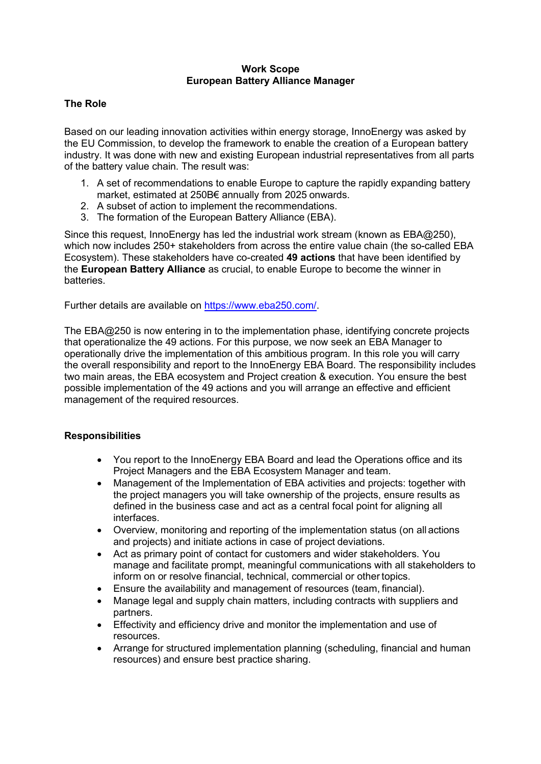**Work Scope**
**European Battery Alliance Manager**

## The Role

Based on our leading innovation activities within energy storage, InnoEnergy was asked by the EU Commission, to develop the framework to enable the creation of a European battery industry. It was done with new and existing European industrial representatives from all parts of the battery value chain. The result was:

1. A set of recommendations to enable Europe to capture the rapidly expanding battery market, estimated at 250B€ annually from 2025 onwards.
2. A subset of action to implement the recommendations.
3. The formation of the European Battery Alliance (EBA).

Since this request, InnoEnergy has led the industrial work stream (known as EBA@250), which now includes 250+ stakeholders from across the entire value chain (the so-called EBA Ecosystem). These stakeholders have co-created **49 actions** that have been identified by the **European Battery Alliance** as crucial, to enable Europe to become the winner in batteries.

Further details are available on [https://www.eba250.com/](https://www.eba250.com/).

The EBA@250 is now entering in to the implementation phase, identifying concrete projects that operationalize the 49 actions. For this purpose, we now seek an EBA Manager to operationally drive the implementation of this ambitious program. In this role you will carry the overall responsibility and report to the InnoEnergy EBA Board. The responsibility includes two main areas, the EBA ecosystem and Project creation & execution. You ensure the best possible implementation of the 49 actions and you will arrange an effective and efficient management of the required resources.

## Responsibilities

- You report to the InnoEnergy EBA Board and lead the Operations office and its Project Managers and the EBA Ecosystem Manager and team.
- Management of the Implementation of EBA activities and projects: together with the project managers you will take ownership of the projects, ensure results as defined in the business case and act as a central focal point for aligning all interfaces.
- Overview, monitoring and reporting of the implementation status (on all actions and projects) and initiate actions in case of project deviations.
- Act as primary point of contact for customers and wider stakeholders. You manage and facilitate prompt, meaningful communications with all stakeholders to inform on or resolve financial, technical, commercial or other topics.
- Ensure the availability and management of resources (team, financial).
- Manage legal and supply chain matters, including contracts with suppliers and partners.
- Effectivity and efficiency drive and monitor the implementation and use of resources.
- Arrange for structured implementation planning (scheduling, financial and human resources) and ensure best practice sharing.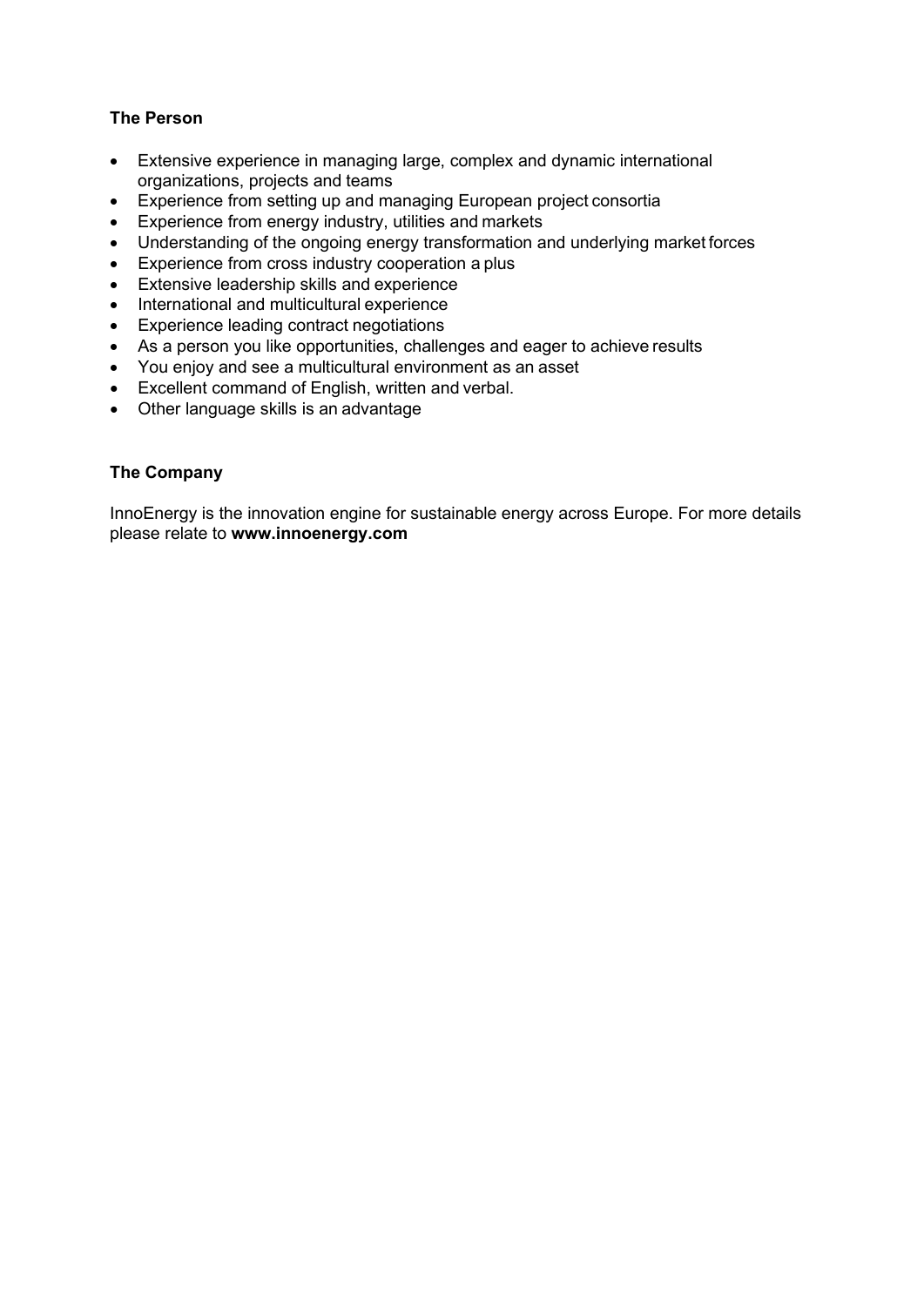**The Person**

- Extensive experience in managing large, complex and dynamic international organizations, projects and teams
- Experience from setting up and managing European project consortia
- Experience from energy industry, utilities and markets
- Understanding of the ongoing energy transformation and underlying market forces
- Experience from cross industry cooperation a plus
- Extensive leadership skills and experience
- International and multicultural experience
- Experience leading contract negotiations
- As a person you like opportunities, challenges and eager to achieve results
- You enjoy and see a multicultural environment as an asset
- Excellent command of English, written and verbal.
- Other language skills is an advantage

**The Company**

InnoEnergy is the innovation engine for sustainable energy across Europe. For more details please relate to **www.innoenergy.com**